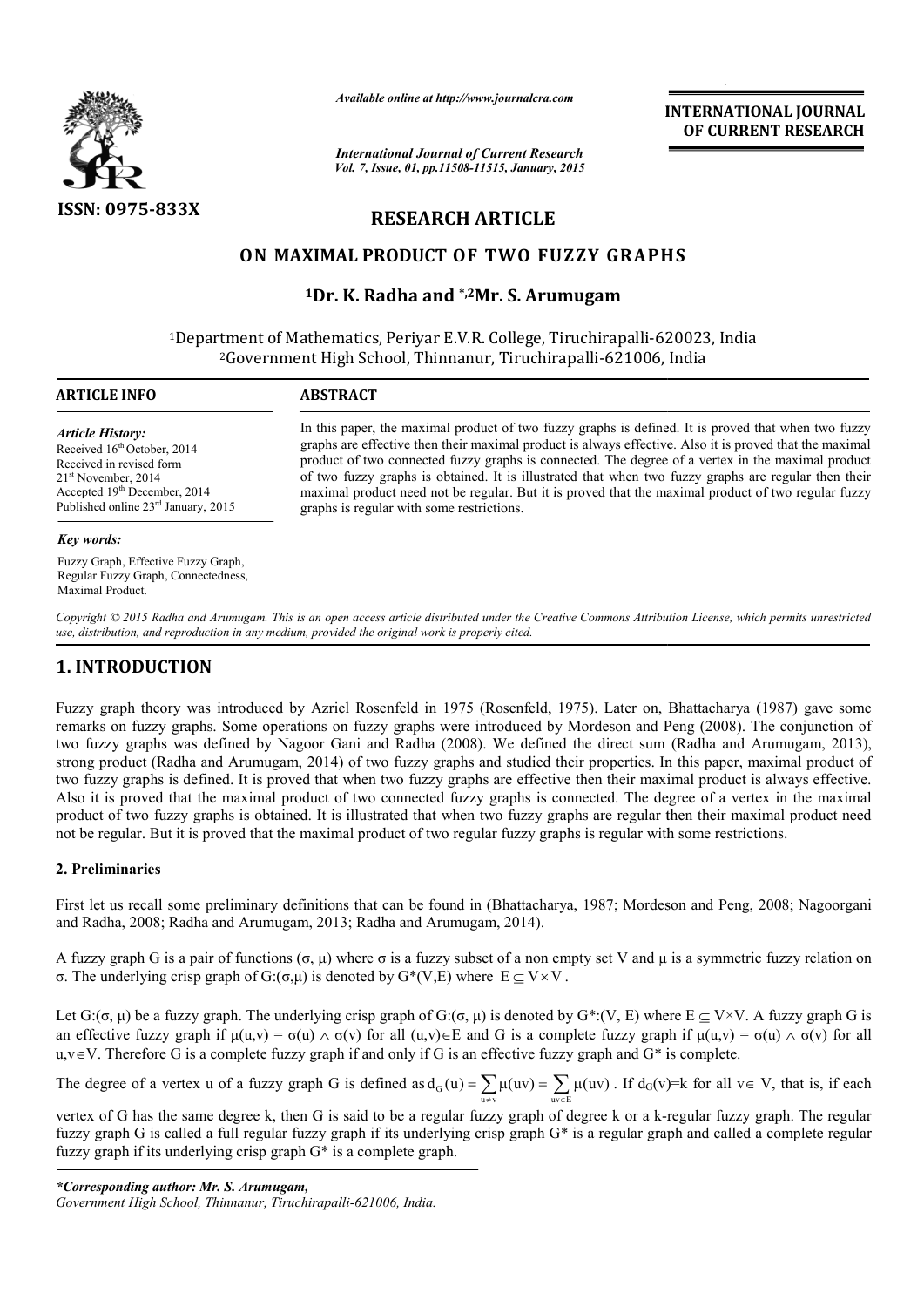# RESEARCH ARTICLE

## ON MAXIMAL PRODUCT OF TWO FUZZY GRAPHS

### [1]Dr. K. Radha and [*,2]Mr. S. Arumugam

[1]Department of Mathematics, Periyar E.V.R. College, Tiruchirapalli-620023, India
[2]Government High School, Thinnanur, Tiruchirapalli-621006, India

**ARTICLE INFO**

*Article History:*
Received 16th October, 2014
Received in revised form
21st November, 2014
Accepted 19th December, 2014
Published online 23rd January, 2015

*Key words:*
Fuzzy Graph, Effective Fuzzy Graph, Regular Fuzzy Graph, Connectedness, Maximal Product.

**ABSTRACT**

In this paper, the maximal product of two fuzzy graphs is defined. It is proved that when two fuzzy graphs are effective then their maximal product is always effective. Also it is proved that the maximal product of two connected fuzzy graphs is connected. The degree of a vertex in the maximal product of two fuzzy graphs is obtained. It is illustrated that when two fuzzy graphs are regular then their maximal product need not be regular. But it is proved that the maximal product of two regular fuzzy graphs is regular with some restrictions.

*Copyright © 2015 Radha and Arumugam. This is an open access article distributed under the Creative Commons Attribution License, which permits unrestricted use, distribution, and reproduction in any medium, provided the original work is properly cited.*

## 1. INTRODUCTION

Fuzzy graph theory was introduced by Azriel Rosenfeld in 1975 (Rosenfeld, 1975). Later on, Bhattacharya (1987) gave some remarks on fuzzy graphs. Some operations on fuzzy graphs were introduced by Mordeson and Peng (2008). The conjunction of two fuzzy graphs was defined by Nagoor Gani and Radha (2008). We defined the direct sum (Radha and Arumugam, 2013), strong product (Radha and Arumugam, 2014) of two fuzzy graphs and studied their properties. In this paper, maximal product of two fuzzy graphs is defined. It is proved that when two fuzzy graphs are effective then their maximal product is always effective. Also it is proved that the maximal product of two connected fuzzy graphs is connected. The degree of a vertex in the maximal product of two fuzzy graphs is obtained. It is illustrated that when two fuzzy graphs are regular then their maximal product need not be regular. But it is proved that the maximal product of two regular fuzzy graphs is regular with some restrictions.

### 2. Preliminaries

First let us recall some preliminary definitions that can be found in (Bhattacharya, 1987; Mordeson and Peng, 2008; Nagoorgani and Radha, 2008; Radha and Arumugam, 2013; Radha and Arumugam, 2014).

A fuzzy graph G is a pair of functions (σ, μ) where σ is a fuzzy subset of a non empty set V and μ is a symmetric fuzzy relation on σ. The underlying crisp graph of G:(σ,μ) is denoted by G*(V,E) where $E \subseteq V \times V$.

Let G:(σ, μ) be a fuzzy graph. The underlying crisp graph of G:(σ, μ) is denoted by G*:(V, E) where $E \subseteq V\times V$. A fuzzy graph G is an effective fuzzy graph if $\mu(u,v) = \sigma(u) \wedge \sigma(v)$ for all $(u,v)\in E$ and G is a complete fuzzy graph if $\mu(u,v) = \sigma(u) \wedge \sigma(v)$ for all $u,v\in V$. Therefore G is a complete fuzzy graph if and only if G is an effective fuzzy graph and G* is complete.

The degree of a vertex u of a fuzzy graph G is defined as $d_G(u) = \sum_{u\neq v}\mu(uv) = \sum_{uv\in E}\mu(uv)$. If $d_G(v)=k$ for all $v\in V$, that is, if each vertex of G has the same degree k, then G is said to be a regular fuzzy graph of degree k or a k-regular fuzzy graph. The regular fuzzy graph G is called a full regular fuzzy graph if its underlying crisp graph G* is a regular graph and called a complete regular fuzzy graph if its underlying crisp graph G* is a complete graph.

*\*Corresponding author: Mr. S. Arumugam,*
*Government High School, Thinnanur, Tiruchirapalli-621006, India.*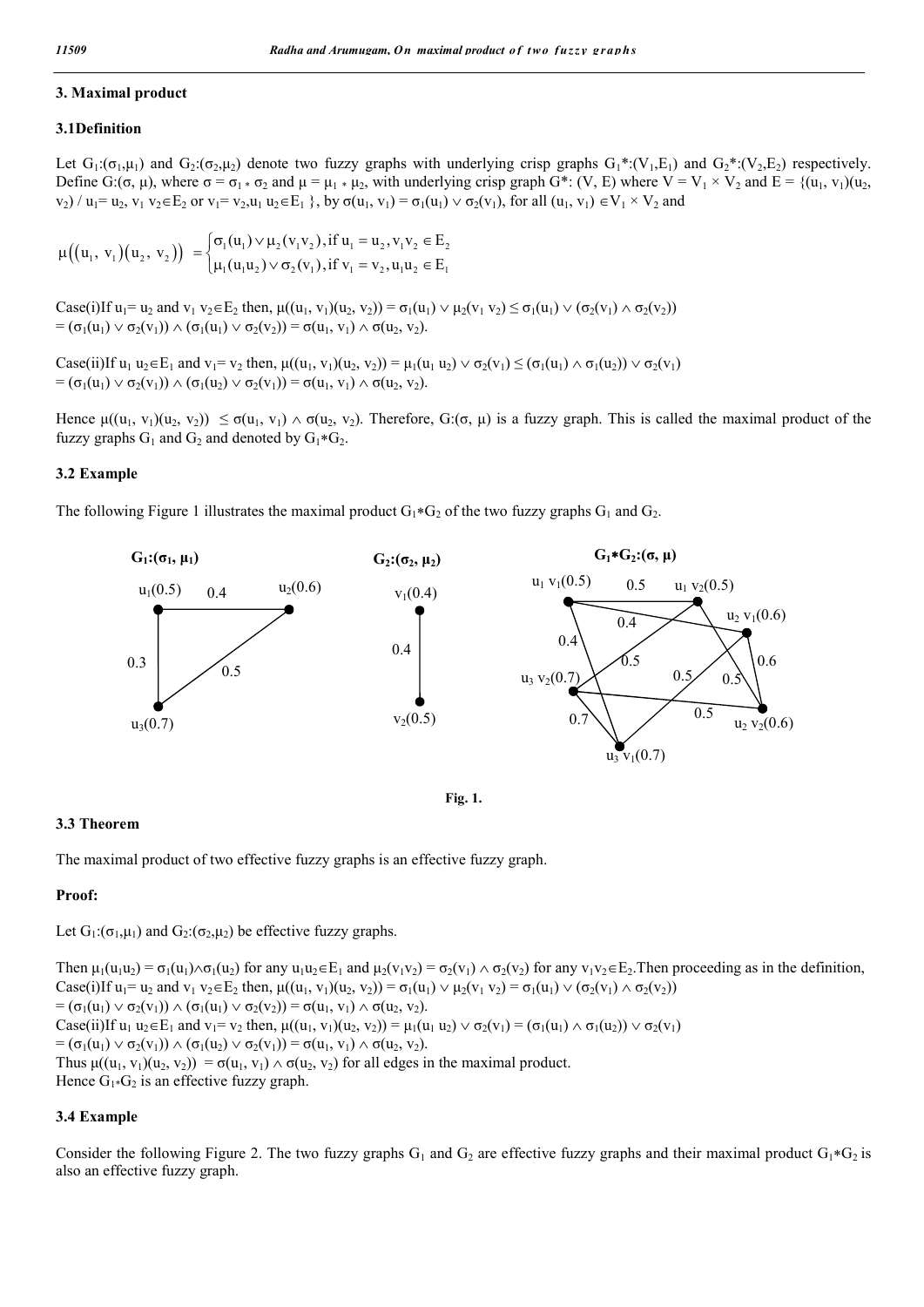## 3. Maximal product

### 3.1Definition

Let $G_1:(\sigma_1,\mu_1)$ and $G_2:(\sigma_2,\mu_2)$ denote two fuzzy graphs with underlying crisp graphs $G_1^*:(V_1,E_1)$ and $G_2^*:(V_2,E_2)$ respectively. Define $G:(\sigma, \mu)$, where $\sigma = \sigma_1 * \sigma_2$ and $\mu = \mu_1 * \mu_2$, with underlying crisp graph $G^*: (V, E)$ where $V = V_1 \times V_2$ and $E = \{(u_1, v_1)(u_2, v_2) / u_1= u_2, v_1 v_2 \in E_2 \text{ or } v_1= v_2, u_1 u_2 \in E_1 \}$, by $\sigma(u_1, v_1) = \sigma_1(u_1) \vee \sigma_2(v_1)$, for all $(u_1, v_1) \in V_1 \times V_2$ and

$$\mu\big((u_1, v_1)(u_2, v_2)\big) = \begin{cases} \sigma_1(u_1) \vee \mu_2(v_1v_2), \text{if } u_1 = u_2, v_1v_2 \in E_2 \\ \mu_1(u_1u_2) \vee \sigma_2(v_1), \text{if } v_1 = v_2, u_1u_2 \in E_1 \end{cases}$$

Case(i)If $u_1= u_2$ and $v_1 v_2 \in E_2$ then, $\mu((u_1, v_1)(u_2, v_2)) = \sigma_1(u_1) \vee \mu_2(v_1 v_2) \leq \sigma_1(u_1) \vee (\sigma_2(v_1) \wedge \sigma_2(v_2))$ $= (\sigma_1(u_1) \vee \sigma_2(v_1)) \wedge (\sigma_1(u_1) \vee \sigma_2(v_2)) = \sigma(u_1, v_1) \wedge \sigma(u_2, v_2)$.

Case(ii)If $u_1 u_2 \in E_1$ and $v_1= v_2$ then, $\mu((u_1, v_1)(u_2, v_2)) = \mu_1(u_1 u_2) \vee \sigma_2(v_1) \leq (\sigma_1(u_1) \wedge \sigma_1(u_2)) \vee \sigma_2(v_1)$ $= (\sigma_1(u_1) \vee \sigma_2(v_1)) \wedge (\sigma_1(u_2) \vee \sigma_2(v_1)) = \sigma(u_1, v_1) \wedge \sigma(u_2, v_2)$.

Hence $\mu((u_1, v_1)(u_2, v_2)) \leq \sigma(u_1, v_1) \wedge \sigma(u_2, v_2)$. Therefore, $G:(\sigma, \mu)$ is a fuzzy graph. This is called the maximal product of the fuzzy graphs $G_1$ and $G_2$ and denoted by $G_1*G_2$.

### 3.2 Example

The following Figure 1 illustrates the maximal product $G_1*G_2$ of the two fuzzy graphs $G_1$ and $G_2$.

Fig. 1.

### 3.3 Theorem

The maximal product of two effective fuzzy graphs is an effective fuzzy graph.

**Proof:**

Let $G_1:(\sigma_1,\mu_1)$ and $G_2:(\sigma_2,\mu_2)$ be effective fuzzy graphs.

Then $\mu_1(u_1u_2) = \sigma_1(u_1)\wedge\sigma_1(u_2)$ for any $u_1u_2 \in E_1$ and $\mu_2(v_1v_2) = \sigma_2(v_1) \wedge \sigma_2(v_2)$ for any $v_1v_2 \in E_2$.Then proceeding as in the definition,
Case(i)If $u_1= u_2$ and $v_1 v_2 \in E_2$ then, $\mu((u_1, v_1)(u_2, v_2)) = \sigma_1(u_1) \vee \mu_2(v_1 v_2) = \sigma_1(u_1) \vee (\sigma_2(v_1) \wedge \sigma_2(v_2))$
$= (\sigma_1(u_1) \vee \sigma_2(v_1)) \wedge (\sigma_1(u_1) \vee \sigma_2(v_2)) = \sigma(u_1, v_1) \wedge \sigma(u_2, v_2)$.
Case(ii)If $u_1 u_2 \in E_1$ and $v_1= v_2$ then, $\mu((u_1, v_1)(u_2, v_2)) = \mu_1(u_1 u_2) \vee \sigma_2(v_1) = (\sigma_1(u_1) \wedge \sigma_1(u_2)) \vee \sigma_2(v_1)$
$= (\sigma_1(u_1) \vee \sigma_2(v_1)) \wedge (\sigma_1(u_2) \vee \sigma_2(v_1)) = \sigma(u_1, v_1) \wedge \sigma(u_2, v_2)$.
Thus $\mu((u_1, v_1)(u_2, v_2)) = \sigma(u_1, v_1) \wedge \sigma(u_2, v_2)$ for all edges in the maximal product.
Hence $G_1*G_2$ is an effective fuzzy graph.

### 3.4 Example

Consider the following Figure 2. The two fuzzy graphs $G_1$ and $G_2$ are effective fuzzy graphs and their maximal product $G_1*G_2$ is also an effective fuzzy graph.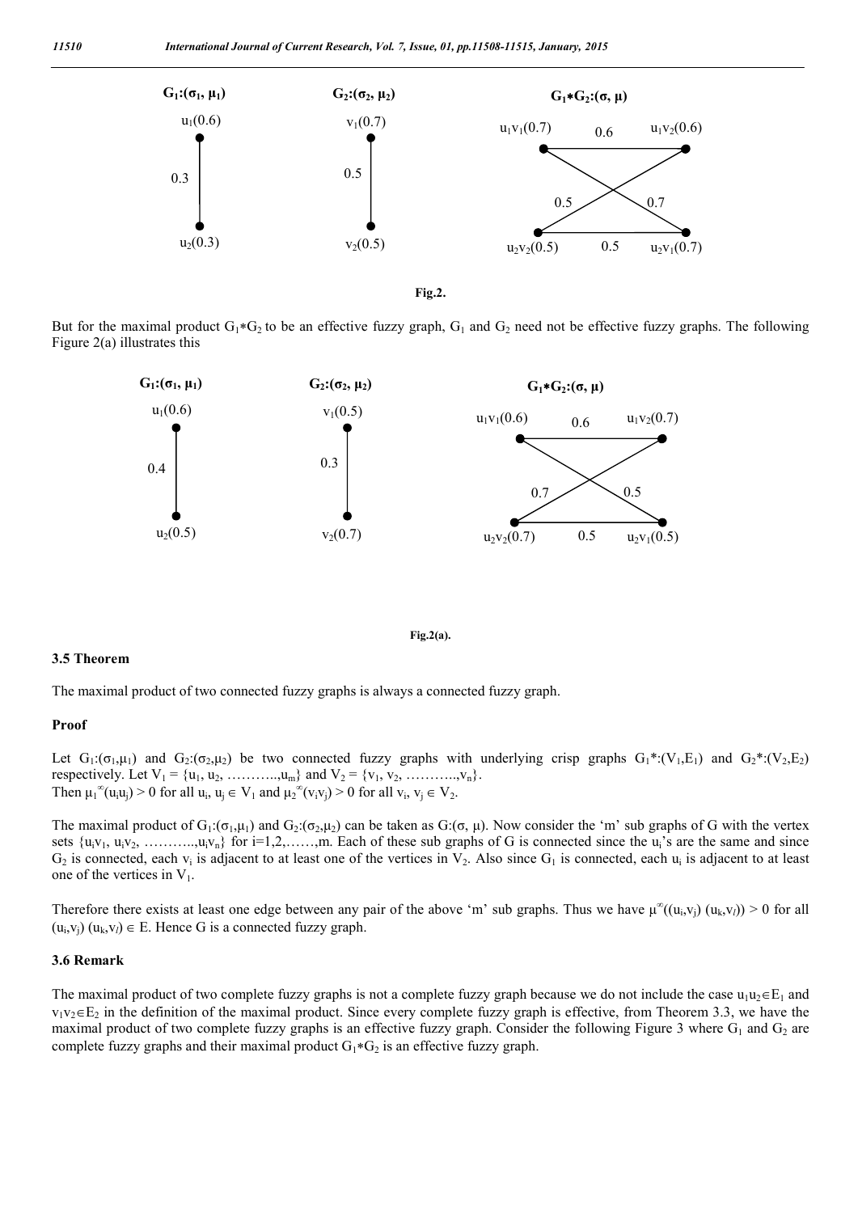$G_1:(\sigma_1, \mu_1)$ $G_2:(\sigma_2, \mu_2)$ $G_1*G_2:(\sigma, \mu)$

$u_1(0.6)$ $v_1(0.7)$ $u_1v_1(0.7)$ 0.6 $u_1v_2(0.6)$

0.3 0.5 0.5 0.7

$u_2(0.3)$ $v_2(0.5)$ $u_2v_2(0.5)$ 0.5 $u_2v_1(0.7)$

**Fig.2.**

But for the maximal product $G_1*G_2$ to be an effective fuzzy graph, $G_1$ and $G_2$ need not be effective fuzzy graphs. The following Figure 2(a) illustrates this

$G_1:(\sigma_1, \mu_1)$ $G_2:(\sigma_2, \mu_2)$ $G_1*G_2:(\sigma, \mu)$

$u_1(0.6)$ $v_1(0.5)$ $u_1v_1(0.6)$ 0.6 $u_1v_2(0.7)$

0.4 0.3 0.7 0.5

$u_2(0.5)$ $v_2(0.7)$ $u_2v_2(0.7)$ 0.5 $u_2v_1(0.5)$

**Fig.2(a).**

### 3.5 Theorem

The maximal product of two connected fuzzy graphs is always a connected fuzzy graph.

#### Proof

Let $G_1:(\sigma_1,\mu_1)$ and $G_2:(\sigma_2,\mu_2)$ be two connected fuzzy graphs with underlying crisp graphs $G_1^*:(V_1,E_1)$ and $G_2^*:(V_2,E_2)$ respectively. Let $V_1 = \{u_1, u_2, \ldots\ldots\ldots, u_m\}$ and $V_2 = \{v_1, v_2, \ldots\ldots\ldots, v_n\}$.
Then $\mu_1^\infty(u_iu_j) > 0$ for all $u_i, u_j \in V_1$ and $\mu_2^\infty(v_iv_j) > 0$ for all $v_i, v_j \in V_2$.

The maximal product of $G_1:(\sigma_1,\mu_1)$ and $G_2:(\sigma_2,\mu_2)$ can be taken as $G:(\sigma, \mu)$. Now consider the 'm' sub graphs of G with the vertex sets $\{u_iv_1, u_iv_2, \ldots\ldots\ldots, u_iv_n\}$ for $i=1,2,\ldots\ldots,m$. Each of these sub graphs of G is connected since the $u_i$'s are the same and since $G_2$ is connected, each $v_i$ is adjacent to at least one of the vertices in $V_2$. Also since $G_1$ is connected, each $u_i$ is adjacent to at least one of the vertices in $V_1$.

Therefore there exists at least one edge between any pair of the above 'm' sub graphs. Thus we have $\mu^\infty((u_i,v_j)(u_k,v_l)) > 0$ for all $(u_i,v_j)(u_k,v_l) \in E$. Hence G is a connected fuzzy graph.

### 3.6 Remark

The maximal product of two complete fuzzy graphs is not a complete fuzzy graph because we do not include the case $u_1u_2 \in E_1$ and $v_1v_2 \in E_2$ in the definition of the maximal product. Since every complete fuzzy graph is effective, from Theorem 3.3, we have the maximal product of two complete fuzzy graphs is an effective fuzzy graph. Consider the following Figure 3 where $G_1$ and $G_2$ are complete fuzzy graphs and their maximal product $G_1*G_2$ is an effective fuzzy graph.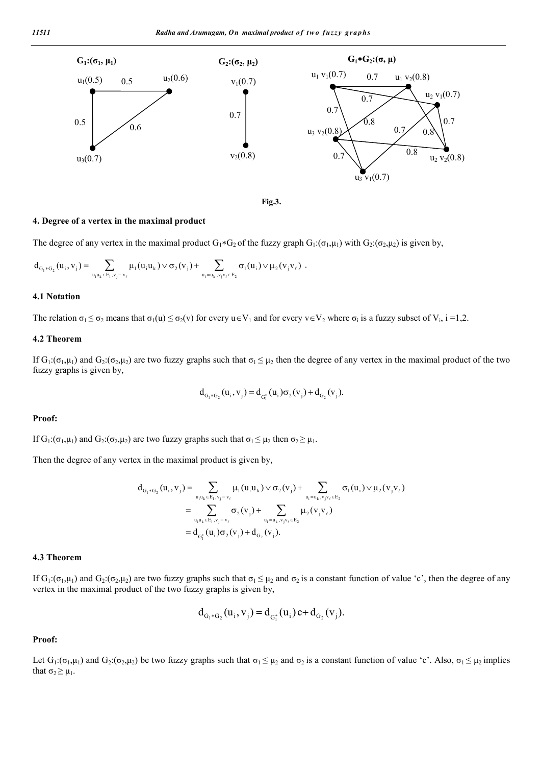**$G_1:(\sigma_1, \mu_1)$** **$G_2:(\sigma_2, \mu_2)$** **$G_1 * G_2:(\sigma, \mu)$**

Fig.3.

## 4. Degree of a vertex in the maximal product

The degree of any vertex in the maximal product $G_1 * G_2$ of the fuzzy graph $G_1:(\sigma_1,\mu_1)$ with $G_2:(\sigma_2,\mu_2)$ is given by,

$$d_{G_1 * G_2}(u_i, v_j) = \sum_{u_i u_k \in E_1, v_j = v_\ell} \mu_1(u_i u_k) \vee \sigma_2(v_j) + \sum_{u_i = u_k, v_j v_\ell \in E_2} \sigma_1(u_i) \vee \mu_2(v_j v_\ell) \; .$$

### 4.1 Notation

The relation $\sigma_1 \leq \sigma_2$ means that $\sigma_1(u) \leq \sigma_2(v)$ for every $u \in V_1$ and for every $v \in V_2$ where $\sigma_i$ is a fuzzy subset of $V_i$, i =1,2.

### 4.2 Theorem

If $G_1:(\sigma_1,\mu_1)$ and $G_2:(\sigma_2,\mu_2)$ are two fuzzy graphs such that $\sigma_1 \leq \mu_2$ then the degree of any vertex in the maximal product of the two fuzzy graphs is given by,

$$d_{G_1 * G_2}(u_i, v_j) = d_{G_1^*}(u_i)\sigma_2(v_j) + d_{G_2}(v_j).$$

**Proof:**

If $G_1:(\sigma_1,\mu_1)$ and $G_2:(\sigma_2,\mu_2)$ are two fuzzy graphs such that $\sigma_1 \leq \mu_2$ then $\sigma_2 \geq \mu_1$.

Then the degree of any vertex in the maximal product is given by,

$$\begin{aligned} d_{G_1 * G_2}(u_i, v_j) &= \sum_{u_i u_k \in E_1, v_j = v_\ell} \mu_1(u_i u_k) \vee \sigma_2(v_j) + \sum_{u_i = u_k, v_j v_\ell \in E_2} \sigma_1(u_i) \vee \mu_2(v_j v_\ell) \\ &= \sum_{u_i u_k \in E_1, v_j = v_\ell} \sigma_2(v_j) + \sum_{u_i = u_k, v_j v_\ell \in E_2} \mu_2(v_j v_\ell) \\ &= d_{G_1^*}(u_i)\sigma_2(v_j) + d_{G_2}(v_j). \end{aligned}$$

### 4.3 Theorem

If $G_1:(\sigma_1,\mu_1)$ and $G_2:(\sigma_2,\mu_2)$ are two fuzzy graphs such that $\sigma_1 \leq \mu_2$ and $\sigma_2$ is a constant function of value 'c', then the degree of any vertex in the maximal product of the two fuzzy graphs is given by,

$$d_{G_1 * G_2}(u_i, v_j) = d_{G_1^*}(u_i)\,c + d_{G_2}(v_j).$$

**Proof:**

Let $G_1:(\sigma_1,\mu_1)$ and $G_2:(\sigma_2,\mu_2)$ be two fuzzy graphs such that $\sigma_1 \leq \mu_2$ and $\sigma_2$ is a constant function of value 'c'. Also, $\sigma_1 \leq \mu_2$ implies that $\sigma_2 \geq \mu_1$.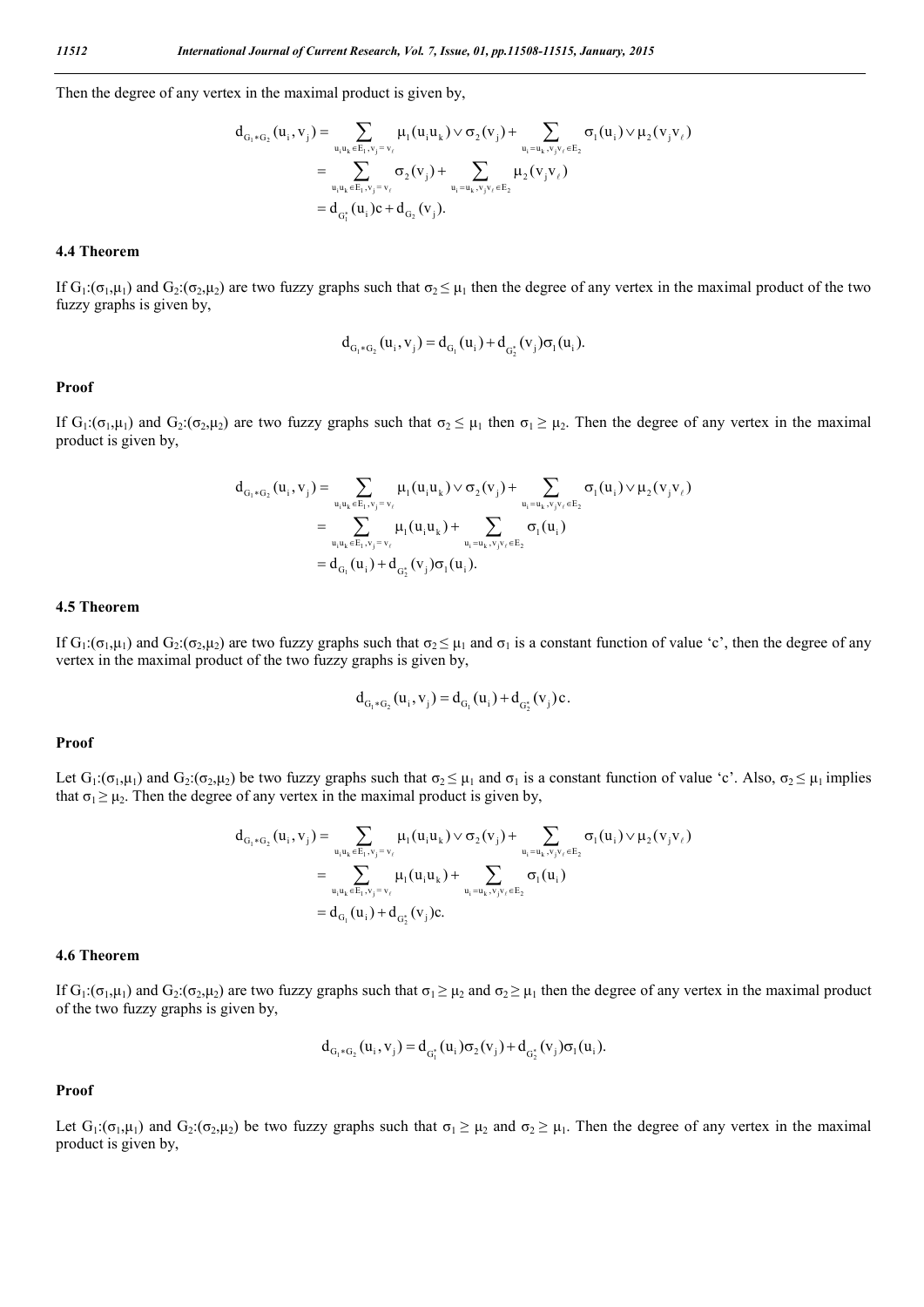Then the degree of any vertex in the maximal product is given by,

$$
\begin{aligned}
d_{G_1 * G_2}(u_i, v_j) &= \sum_{u_i u_k \in E_1, v_j = v_\ell} \mu_1(u_i u_k) \vee \sigma_2(v_j) + \sum_{u_i = u_k, v_j v_\ell \in E_2} \sigma_1(u_i) \vee \mu_2(v_j v_\ell) \\
&= \sum_{u_i u_k \in E_1, v_j = v_\ell} \sigma_2(v_j) + \sum_{u_i = u_k, v_j v_\ell \in E_2} \mu_2(v_j v_\ell) \\
&= d_{G_1^*}(u_i)c + d_{G_2}(v_j).
\end{aligned}
$$

### 4.4 Theorem

If $G_1:(\sigma_1,\mu_1)$ and $G_2:(\sigma_2,\mu_2)$ are two fuzzy graphs such that $\sigma_2 \leq \mu_1$ then the degree of any vertex in the maximal product of the two fuzzy graphs is given by,

$$
d_{G_1 * G_2}(u_i, v_j) = d_{G_1}(u_i) + d_{G_2^*}(v_j)\sigma_1(u_i).
$$

**Proof**

If $G_1:(\sigma_1,\mu_1)$ and $G_2:(\sigma_2,\mu_2)$ are two fuzzy graphs such that $\sigma_2 \leq \mu_1$ then $\sigma_1 \geq \mu_2$. Then the degree of any vertex in the maximal product is given by,

$$
\begin{aligned}
d_{G_1 * G_2}(u_i, v_j) &= \sum_{u_i u_k \in E_1, v_j = v_\ell} \mu_1(u_i u_k) \vee \sigma_2(v_j) + \sum_{u_i = u_k, v_j v_\ell \in E_2} \sigma_1(u_i) \vee \mu_2(v_j v_\ell) \\
&= \sum_{u_i u_k \in E_1, v_j = v_\ell} \mu_1(u_i u_k) + \sum_{u_i = u_k, v_j v_\ell \in E_2} \sigma_1(u_i) \\
&= d_{G_1}(u_i) + d_{G_2^*}(v_j)\sigma_1(u_i).
\end{aligned}
$$

### 4.5 Theorem

If $G_1:(\sigma_1,\mu_1)$ and $G_2:(\sigma_2,\mu_2)$ are two fuzzy graphs such that $\sigma_2 \leq \mu_1$ and $\sigma_1$ is a constant function of value 'c', then the degree of any vertex in the maximal product of the two fuzzy graphs is given by,

$$
d_{G_1 * G_2}(u_i, v_j) = d_{G_1}(u_i) + d_{G_2^*}(v_j)c.
$$

**Proof**

Let $G_1:(\sigma_1,\mu_1)$ and $G_2:(\sigma_2,\mu_2)$ be two fuzzy graphs such that $\sigma_2 \leq \mu_1$ and $\sigma_1$ is a constant function of value 'c'. Also, $\sigma_2 \leq \mu_1$ implies that $\sigma_1 \geq \mu_2$. Then the degree of any vertex in the maximal product is given by,

$$
\begin{aligned}
d_{G_1 * G_2}(u_i, v_j) &= \sum_{u_i u_k \in E_1, v_j = v_\ell} \mu_1(u_i u_k) \vee \sigma_2(v_j) + \sum_{u_i = u_k, v_j v_\ell \in E_2} \sigma_1(u_i) \vee \mu_2(v_j v_\ell) \\
&= \sum_{u_i u_k \in E_1, v_j = v_\ell} \mu_1(u_i u_k) + \sum_{u_i = u_k, v_j v_\ell \in E_2} \sigma_1(u_i) \\
&= d_{G_1}(u_i) + d_{G_2^*}(v_j)c.
\end{aligned}
$$

### 4.6 Theorem

If $G_1:(\sigma_1,\mu_1)$ and $G_2:(\sigma_2,\mu_2)$ are two fuzzy graphs such that $\sigma_1 \geq \mu_2$ and $\sigma_2 \geq \mu_1$ then the degree of any vertex in the maximal product of the two fuzzy graphs is given by,

$$
d_{G_1 * G_2}(u_i, v_j) = d_{G_1^*}(u_i)\sigma_2(v_j) + d_{G_2^*}(v_j)\sigma_1(u_i).
$$

**Proof**

Let $G_1:(\sigma_1,\mu_1)$ and $G_2:(\sigma_2,\mu_2)$ be two fuzzy graphs such that $\sigma_1 \geq \mu_2$ and $\sigma_2 \geq \mu_1$. Then the degree of any vertex in the maximal product is given by,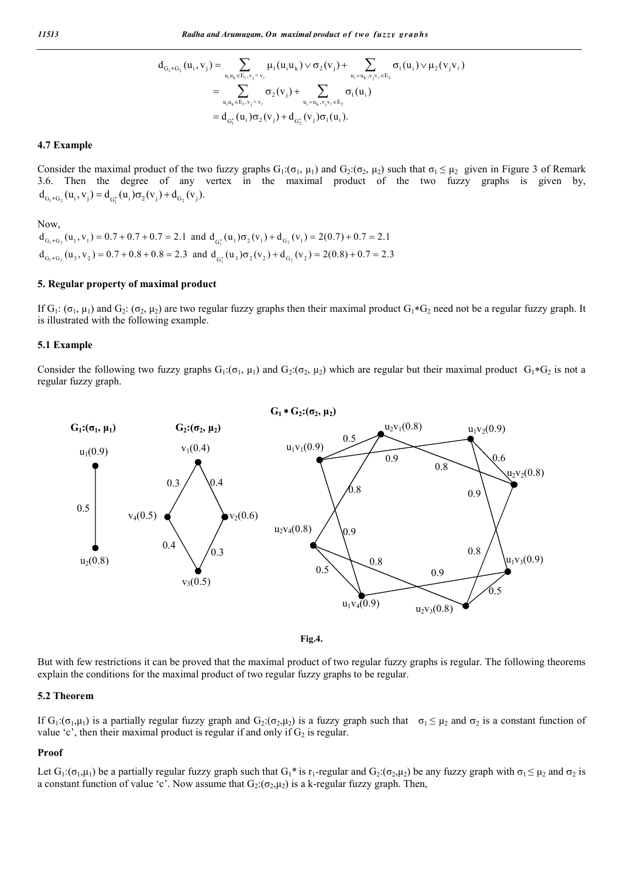$$
\begin{aligned}
d_{G_1 * G_2}(u_i, v_j) &= \sum_{u_i u_k \in E_1, v_j = v_\ell} \mu_1(u_i u_k) \vee \sigma_2(v_j) + \sum_{u_i = u_k, v_j v_\ell \in E_2} \sigma_1(u_i) \vee \mu_2(v_j v_\ell) \\
&= \sum_{u_i u_k \in E_1, v_j = v_\ell} \sigma_2(v_j) + \sum_{u_i = u_k, v_j v_\ell \in E_2} \sigma_1(u_i) \\
&= d_{G_1^*}(u_i)\sigma_2(v_j) + d_{G_2^*}(v_j)\sigma_1(u_i).
\end{aligned}
$$

### 4.7 Example

Consider the maximal product of the two fuzzy graphs $G_1:(\sigma_1, \mu_1)$ and $G_2:(\sigma_2, \mu_2)$ such that $\sigma_1 \leq \mu_2$ given in Figure 3 of Remark 3.6. Then the degree of any vertex in the maximal product of the two fuzzy graphs is given by, $d_{G_1 * G_2}(u_i, v_j) = d_{G_1^*}(u_i)\sigma_2(v_j) + d_{G_2}(v_j)$.

Now,

$d_{G_1 * G_2}(u_1, v_1) = 0.7 + 0.7 + 0.7 = 2.1$ and $d_{G_1^*}(u_1)\sigma_2(v_1) + d_{G_2}(v_1) = 2(0.7) + 0.7 = 2.1$

$d_{G_1 * G_2}(u_3, v_2) = 0.7 + 0.8 + 0.8 = 2.3$ and $d_{G_1^*}(u_3)\sigma_2(v_2) + d_{G_2}(v_2) = 2(0.8) + 0.7 = 2.3$

## 5. Regular property of maximal product

If $G_1: (\sigma_1, \mu_1)$ and $G_2: (\sigma_2, \mu_2)$ are two regular fuzzy graphs then their maximal product $G_1 * G_2$ need not be a regular fuzzy graph. It is illustrated with the following example.

### 5.1 Example

Consider the following two fuzzy graphs $G_1:(\sigma_1, \mu_1)$ and $G_2:(\sigma_2, \mu_2)$ which are regular but their maximal product $G_1 * G_2$ is not a regular fuzzy graph.

**$G_1:(\sigma_1, \mu_1)$** **$G_2:(\sigma_2, \mu_2)$** **$G_1 * G_2:(\sigma_2, \mu_2)$**

**Fig.4.**

But with few restrictions it can be proved that the maximal product of two regular fuzzy graphs is regular. The following theorems explain the conditions for the maximal product of two regular fuzzy graphs to be regular.

### 5.2 Theorem

If $G_1:(\sigma_1,\mu_1)$ is a partially regular fuzzy graph and $G_2:(\sigma_2,\mu_2)$ is a fuzzy graph such that $\sigma_1 \leq \mu_2$ and $\sigma_2$ is a constant function of value 'c', then their maximal product is regular if and only if $G_2$ is regular.

### Proof

Let $G_1:(\sigma_1,\mu_1)$ be a partially regular fuzzy graph such that $G_1{}^*$ is $r_1$-regular and $G_2:(\sigma_2,\mu_2)$ be any fuzzy graph with $\sigma_1 \leq \mu_2$ and $\sigma_2$ is a constant function of value 'c'. Now assume that $G_2:(\sigma_2,\mu_2)$ is a k-regular fuzzy graph. Then,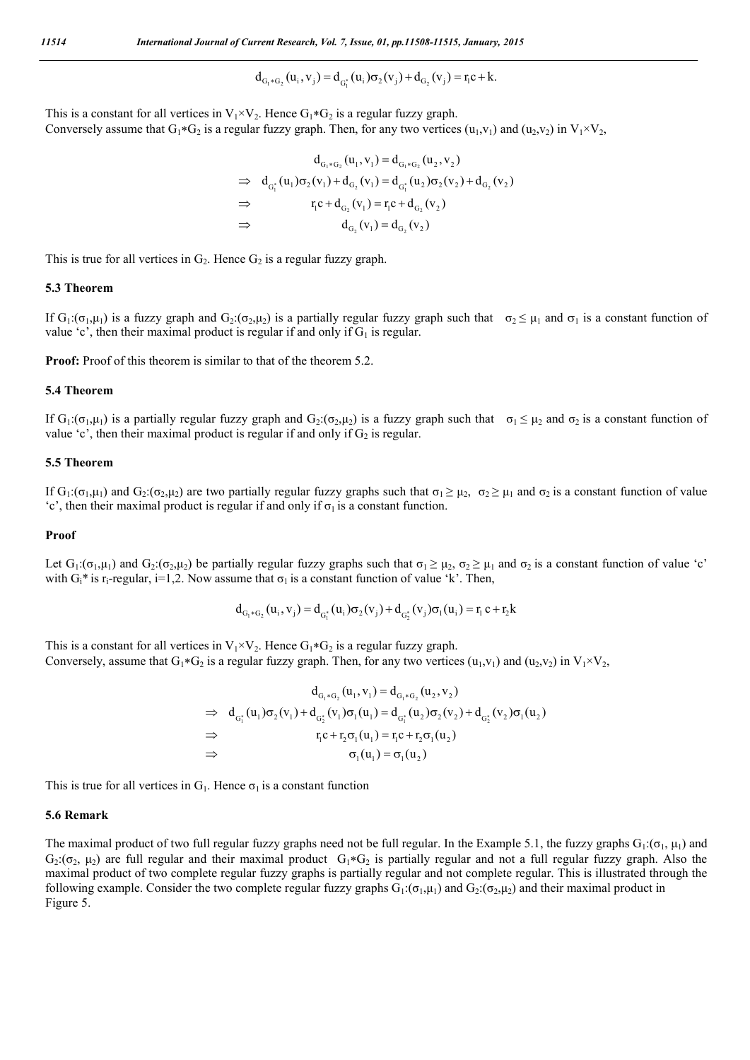$$d_{G_1*G_2}(u_i, v_j) = d_{G_1^*}(u_i)\sigma_2(v_j) + d_{G_2}(v_j) = r_1 c + k.$$

This is a constant for all vertices in $V_1 \times V_2$. Hence $G_1*G_2$ is a regular fuzzy graph.
Conversely assume that $G_1*G_2$ is a regular fuzzy graph. Then, for any two vertices $(u_1,v_1)$ and $(u_2,v_2)$ in $V_1 \times V_2$,

$$\begin{aligned}
& d_{G_1*G_2}(u_1, v_1) = d_{G_1*G_2}(u_2, v_2) \\
\Rightarrow\quad & d_{G_1^*}(u_1)\sigma_2(v_1) + d_{G_2}(v_1) = d_{G_1^*}(u_2)\sigma_2(v_2) + d_{G_2}(v_2) \\
\Rightarrow\quad & r_1 c + d_{G_2}(v_1) = r_1 c + d_{G_2}(v_2) \\
\Rightarrow\quad & d_{G_2}(v_1) = d_{G_2}(v_2)
\end{aligned}$$

This is true for all vertices in $G_2$. Hence $G_2$ is a regular fuzzy graph.

### 5.3 Theorem

If $G_1:(\sigma_1,\mu_1)$ is a fuzzy graph and $G_2:(\sigma_2,\mu_2)$ is a partially regular fuzzy graph such that $\sigma_2 \leq \mu_1$ and $\sigma_1$ is a constant function of value 'c', then their maximal product is regular if and only if $G_1$ is regular.

**Proof:** Proof of this theorem is similar to that of the theorem 5.2.

### 5.4 Theorem

If $G_1:(\sigma_1,\mu_1)$ is a partially regular fuzzy graph and $G_2:(\sigma_2,\mu_2)$ is a fuzzy graph such that $\sigma_1 \leq \mu_2$ and $\sigma_2$ is a constant function of value 'c', then their maximal product is regular if and only if $G_2$ is regular.

### 5.5 Theorem

If $G_1:(\sigma_1,\mu_1)$ and $G_2:(\sigma_2,\mu_2)$ are two partially regular fuzzy graphs such that $\sigma_1 \geq \mu_2$, $\sigma_2 \geq \mu_1$ and $\sigma_2$ is a constant function of value 'c', then their maximal product is regular if and only if $\sigma_1$ is a constant function.

### Proof

Let $G_1:(\sigma_1,\mu_1)$ and $G_2:(\sigma_2,\mu_2)$ be partially regular fuzzy graphs such that $\sigma_1 \geq \mu_2$, $\sigma_2 \geq \mu_1$ and $\sigma_2$ is a constant function of value 'c' with $G_i^*$ is $r_i$-regular, $i=1,2$. Now assume that $\sigma_1$ is a constant function of value 'k'. Then,

$$d_{G_1*G_2}(u_i, v_j) = d_{G_1^*}(u_i)\sigma_2(v_j) + d_{G_2^*}(v_j)\sigma_1(u_i) = r_1 c + r_2 k$$

This is a constant for all vertices in $V_1 \times V_2$. Hence $G_1*G_2$ is a regular fuzzy graph.
Conversely, assume that $G_1*G_2$ is a regular fuzzy graph. Then, for any two vertices $(u_1,v_1)$ and $(u_2,v_2)$ in $V_1 \times V_2$,

$$\begin{aligned}
& d_{G_1*G_2}(u_1, v_1) = d_{G_1*G_2}(u_2, v_2) \\
\Rightarrow\quad & d_{G_1^*}(u_1)\sigma_2(v_1) + d_{G_2^*}(v_1)\sigma_1(u_1) = d_{G_1^*}(u_2)\sigma_2(v_2) + d_{G_2^*}(v_2)\sigma_1(u_2) \\
\Rightarrow\quad & r_1 c + r_2\sigma_1(u_1) = r_1 c + r_2\sigma_1(u_2) \\
\Rightarrow\quad & \sigma_1(u_1) = \sigma_1(u_2)
\end{aligned}$$

This is true for all vertices in $G_1$. Hence $\sigma_1$ is a constant function

### 5.6 Remark

The maximal product of two full regular fuzzy graphs need not be full regular. In the Example 5.1, the fuzzy graphs $G_1:(\sigma_1, \mu_1)$ and $G_2:(\sigma_2, \mu_2)$ are full regular and their maximal product $G_1*G_2$ is partially regular and not a full regular fuzzy graph. Also the maximal product of two complete regular fuzzy graphs is partially regular and not complete regular. This is illustrated through the following example. Consider the two complete regular fuzzy graphs $G_1:(\sigma_1,\mu_1)$ and $G_2:(\sigma_2,\mu_2)$ and their maximal product in Figure 5.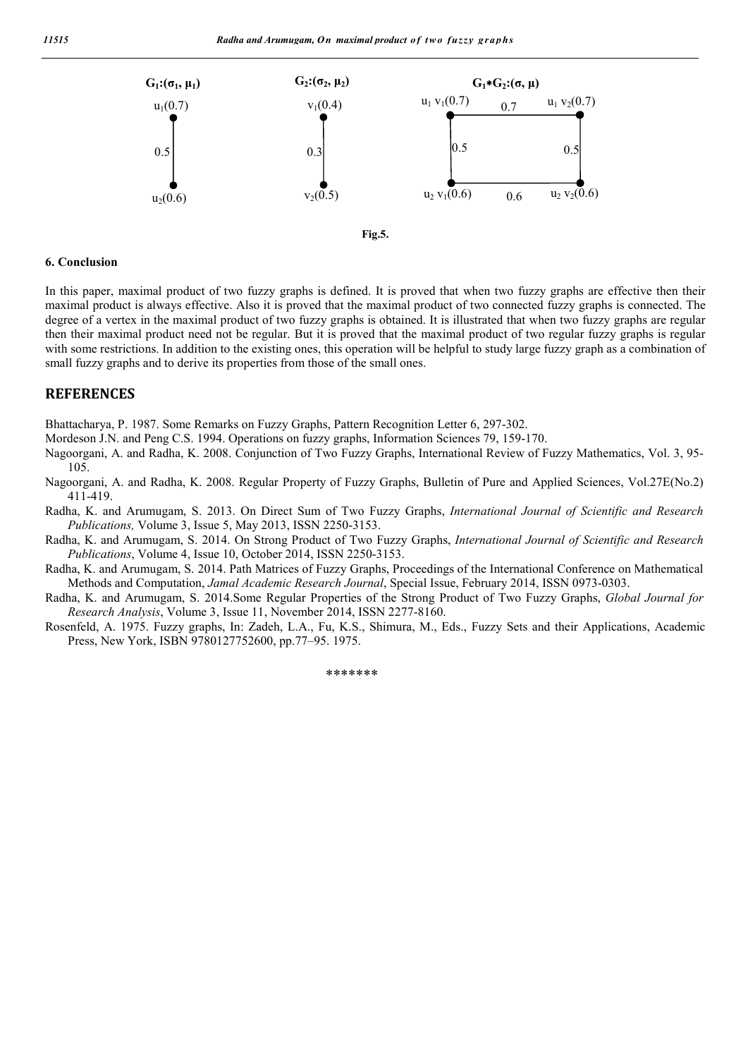$G_1:(\sigma_1, \mu_1)$

$u_1(0.7)$

0.5

$u_2(0.6)$

$G_2:(\sigma_2, \mu_2)$

$v_1(0.4)$

0.3

$v_2(0.5)$

$G_1*G_2:(\sigma, \mu)$

$u_1 v_1(0.7)$

0.7

$u_1 v_2(0.7)$

0.5

0.5

$u_2 v_1(0.6)$

0.6

$u_2 v_2(0.6)$

**Fig.5.**

## 6. Conclusion

In this paper, maximal product of two fuzzy graphs is defined. It is proved that when two fuzzy graphs are effective then their maximal product is always effective. Also it is proved that the maximal product of two connected fuzzy graphs is connected. The degree of a vertex in the maximal product of two fuzzy graphs is obtained. It is illustrated that when two fuzzy graphs are regular then their maximal product need not be regular. But it is proved that the maximal product of two regular fuzzy graphs is regular with some restrictions. In addition to the existing ones, this operation will be helpful to study large fuzzy graph as a combination of small fuzzy graphs and to derive its properties from those of the small ones.

## REFERENCES

Bhattacharya, P. 1987. Some Remarks on Fuzzy Graphs, Pattern Recognition Letter 6, 297-302.

Mordeson J.N. and Peng C.S. 1994. Operations on fuzzy graphs, Information Sciences 79, 159-170.

Nagoorgani, A. and Radha, K. 2008. Conjunction of Two Fuzzy Graphs, International Review of Fuzzy Mathematics, Vol. 3, 95-105.

Nagoorgani, A. and Radha, K. 2008. Regular Property of Fuzzy Graphs, Bulletin of Pure and Applied Sciences, Vol.27E(No.2) 411-419.

Radha, K. and Arumugam, S. 2013. On Direct Sum of Two Fuzzy Graphs, *International Journal of Scientific and Research Publications,* Volume 3, Issue 5, May 2013, ISSN 2250-3153.

Radha, K. and Arumugam, S. 2014. On Strong Product of Two Fuzzy Graphs, *International Journal of Scientific and Research Publications*, Volume 4, Issue 10, October 2014, ISSN 2250-3153.

Radha, K. and Arumugam, S. 2014. Path Matrices of Fuzzy Graphs, Proceedings of the International Conference on Mathematical Methods and Computation, *Jamal Academic Research Journal*, Special Issue, February 2014, ISSN 0973-0303.

Radha, K. and Arumugam, S. 2014.Some Regular Properties of the Strong Product of Two Fuzzy Graphs, *Global Journal for Research Analysis*, Volume 3, Issue 11, November 2014, ISSN 2277-8160.

Rosenfeld, A. 1975. Fuzzy graphs, In: Zadeh, L.A., Fu, K.S., Shimura, M., Eds., Fuzzy Sets and their Applications, Academic Press, New York, ISBN 9780127752600, pp.77–95. 1975.

*******